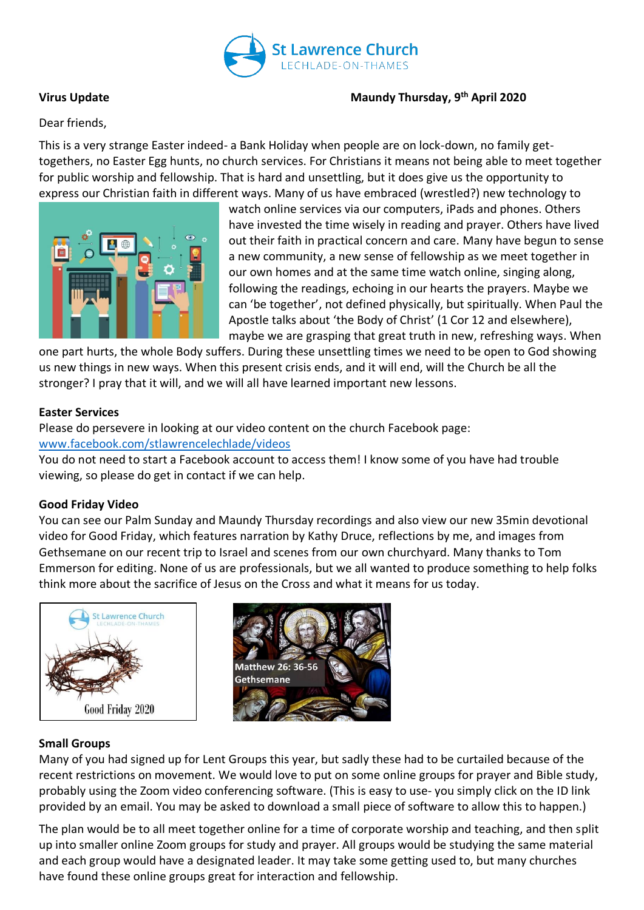St Lawrence Church
LECHLADE-ON-THAMES

**Virus Update** **Maundy Thursday, 9th April 2020**

Dear friends,

This is a very strange Easter indeed- a Bank Holiday when people are on lock-down, no family get-togethers, no Easter Egg hunts, no church services. For Christians it means not being able to meet together for public worship and fellowship. That is hard and unsettling, but it does give us the opportunity to express our Christian faith in different ways. Many of us have embraced (wrestled?) new technology to watch online services via our computers, iPads and phones. Others have invested the time wisely in reading and prayer. Others have lived out their faith in practical concern and care. Many have begun to sense a new community, a new sense of fellowship as we meet together in our own homes and at the same time watch online, singing along, following the readings, echoing in our hearts the prayers. Maybe we can 'be together', not defined physically, but spiritually. When Paul the Apostle talks about 'the Body of Christ' (1 Cor 12 and elsewhere), maybe we are grasping that great truth in new, refreshing ways. When one part hurts, the whole Body suffers. During these unsettling times we need to be open to God showing us new things in new ways. When this present crisis ends, and it will end, will the Church be all the stronger? I pray that it will, and we will all have learned important new lessons.

**Easter Services**

Please do persevere in looking at our video content on the church Facebook page:
www.facebook.com/stlawrencelechlade/videos
You do not need to start a Facebook account to access them! I know some of you have had trouble viewing, so please do get in contact if we can help.

**Good Friday Video**

You can see our Palm Sunday and Maundy Thursday recordings and also view our new 35min devotional video for Good Friday, which features narration by Kathy Druce, reflections by me, and images from Gethsemane on our recent trip to Israel and scenes from our own churchyard. Many thanks to Tom Emmerson for editing. None of us are professionals, but we all wanted to produce something to help folks think more about the sacrifice of Jesus on the Cross and what it means for us today.

Good Friday 2020

Matthew 26: 36-56
Gethsemane

**Small Groups**

Many of you had signed up for Lent Groups this year, but sadly these had to be curtailed because of the recent restrictions on movement. We would love to put on some online groups for prayer and Bible study, probably using the Zoom video conferencing software. (This is easy to use- you simply click on the ID link provided by an email. You may be asked to download a small piece of software to allow this to happen.)

The plan would be to all meet together online for a time of corporate worship and teaching, and then split up into smaller online Zoom groups for study and prayer. All groups would be studying the same material and each group would have a designated leader. It may take some getting used to, but many churches have found these online groups great for interaction and fellowship.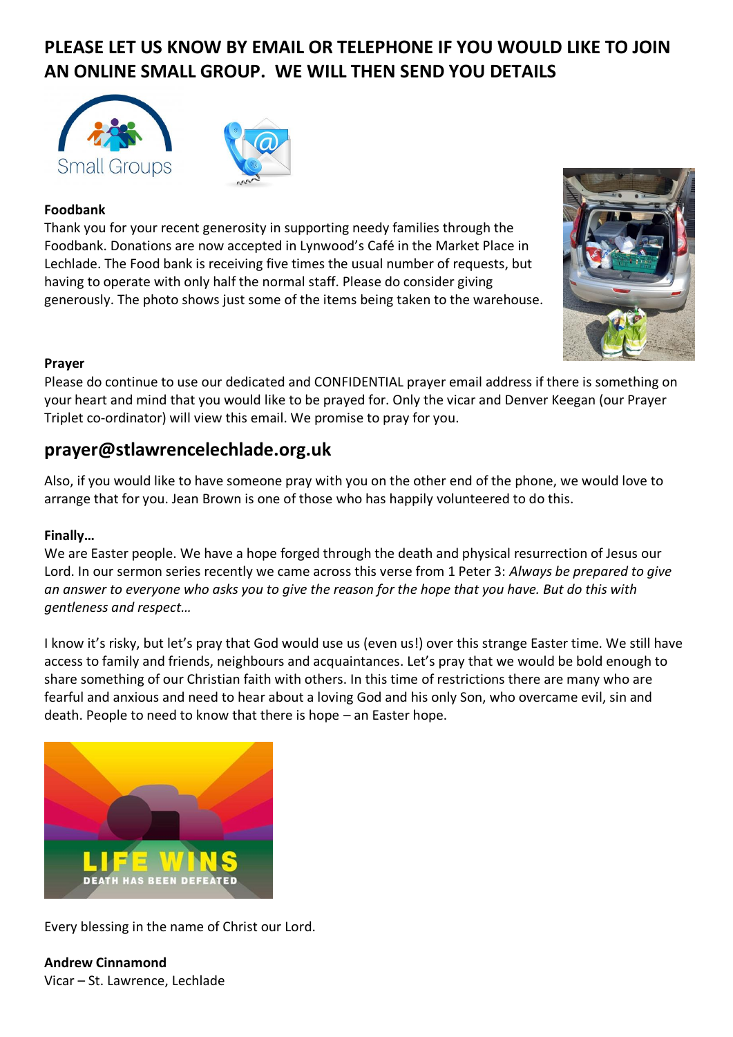## PLEASE LET US KNOW BY EMAIL OR TELEPHONE IF YOU WOULD LIKE TO JOIN AN ONLINE SMALL GROUP. WE WILL THEN SEND YOU DETAILS

**Foodbank**

Thank you for your recent generosity in supporting needy families through the Foodbank. Donations are now accepted in Lynwood's Café in the Market Place in Lechlade. The Food bank is receiving five times the usual number of requests, but having to operate with only half the normal staff. Please do consider giving generously. The photo shows just some of the items being taken to the warehouse.

**Prayer**

Please do continue to use our dedicated and CONFIDENTIAL prayer email address if there is something on your heart and mind that you would like to be prayed for. Only the vicar and Denver Keegan (our Prayer Triplet co-ordinator) will view this email. We promise to pray for you.

## prayer@stlawrencelechlade.org.uk

Also, if you would like to have someone pray with you on the other end of the phone, we would love to arrange that for you. Jean Brown is one of those who has happily volunteered to do this.

**Finally…**

We are Easter people. We have a hope forged through the death and physical resurrection of Jesus our Lord. In our sermon series recently we came across this verse from 1 Peter 3: *Always be prepared to give an answer to everyone who asks you to give the reason for the hope that you have. But do this with gentleness and respect…*

I know it's risky, but let's pray that God would use us (even us!) over this strange Easter time. We still have access to family and friends, neighbours and acquaintances. Let's pray that we would be bold enough to share something of our Christian faith with others. In this time of restrictions there are many who are fearful and anxious and need to hear about a loving God and his only Son, who overcame evil, sin and death. People to need to know that there is hope – an Easter hope.

Every blessing in the name of Christ our Lord.

**Andrew Cinnamond**
Vicar – St. Lawrence, Lechlade